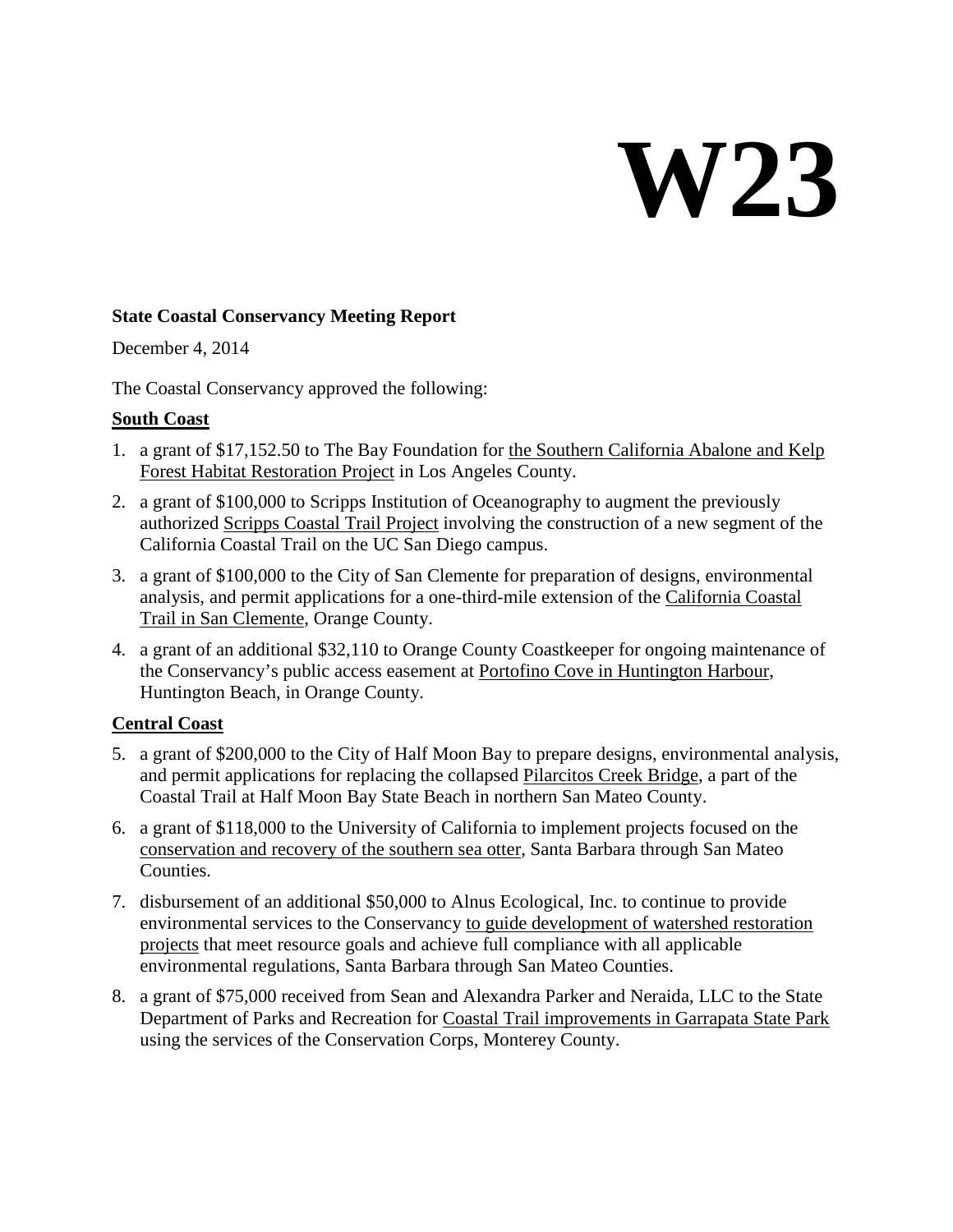# W23

**State Coastal Conservancy Meeting Report**

December 4, 2014

The Coastal Conservancy approved the following:

**South Coast**

1. a grant of $17,152.50 to The Bay Foundation for the Southern California Abalone and Kelp Forest Habitat Restoration Project in Los Angeles County.
2. a grant of $100,000 to Scripps Institution of Oceanography to augment the previously authorized Scripps Coastal Trail Project involving the construction of a new segment of the California Coastal Trail on the UC San Diego campus.
3. a grant of $100,000 to the City of San Clemente for preparation of designs, environmental analysis, and permit applications for a one-third-mile extension of the California Coastal Trail in San Clemente, Orange County.
4. a grant of an additional $32,110 to Orange County Coastkeeper for ongoing maintenance of the Conservancy's public access easement at Portofino Cove in Huntington Harbour, Huntington Beach, in Orange County.

**Central Coast**

5. a grant of $200,000 to the City of Half Moon Bay to prepare designs, environmental analysis, and permit applications for replacing the collapsed Pilarcitos Creek Bridge, a part of the Coastal Trail at Half Moon Bay State Beach in northern San Mateo County.
6. a grant of $118,000 to the University of California to implement projects focused on the conservation and recovery of the southern sea otter, Santa Barbara through San Mateo Counties.
7. disbursement of an additional $50,000 to Alnus Ecological, Inc. to continue to provide environmental services to the Conservancy to guide development of watershed restoration projects that meet resource goals and achieve full compliance with all applicable environmental regulations, Santa Barbara through San Mateo Counties.
8. a grant of $75,000 received from Sean and Alexandra Parker and Neraida, LLC to the State Department of Parks and Recreation for Coastal Trail improvements in Garrapata State Park using the services of the Conservation Corps, Monterey County.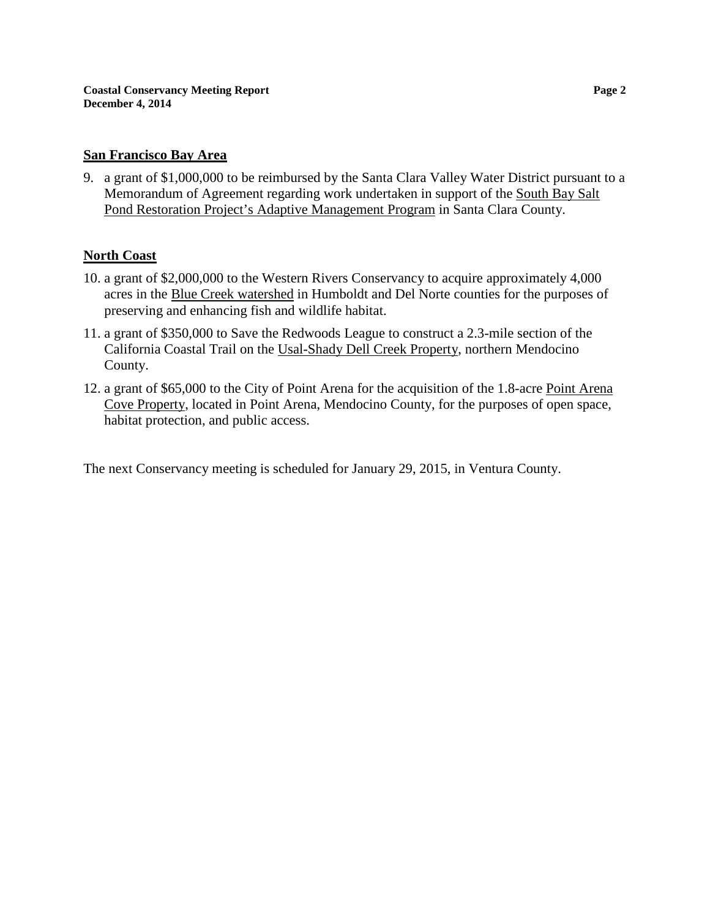## San Francisco Bay Area

9. a grant of $1,000,000 to be reimbursed by the Santa Clara Valley Water District pursuant to a Memorandum of Agreement regarding work undertaken in support of the South Bay Salt Pond Restoration Project's Adaptive Management Program in Santa Clara County.

## North Coast

10. a grant of $2,000,000 to the Western Rivers Conservancy to acquire approximately 4,000 acres in the Blue Creek watershed in Humboldt and Del Norte counties for the purposes of preserving and enhancing fish and wildlife habitat.
11. a grant of $350,000 to Save the Redwoods League to construct a 2.3-mile section of the California Coastal Trail on the Usal-Shady Dell Creek Property, northern Mendocino County.
12. a grant of $65,000 to the City of Point Arena for the acquisition of the 1.8-acre Point Arena Cove Property, located in Point Arena, Mendocino County, for the purposes of open space, habitat protection, and public access.

The next Conservancy meeting is scheduled for January 29, 2015, in Ventura County.